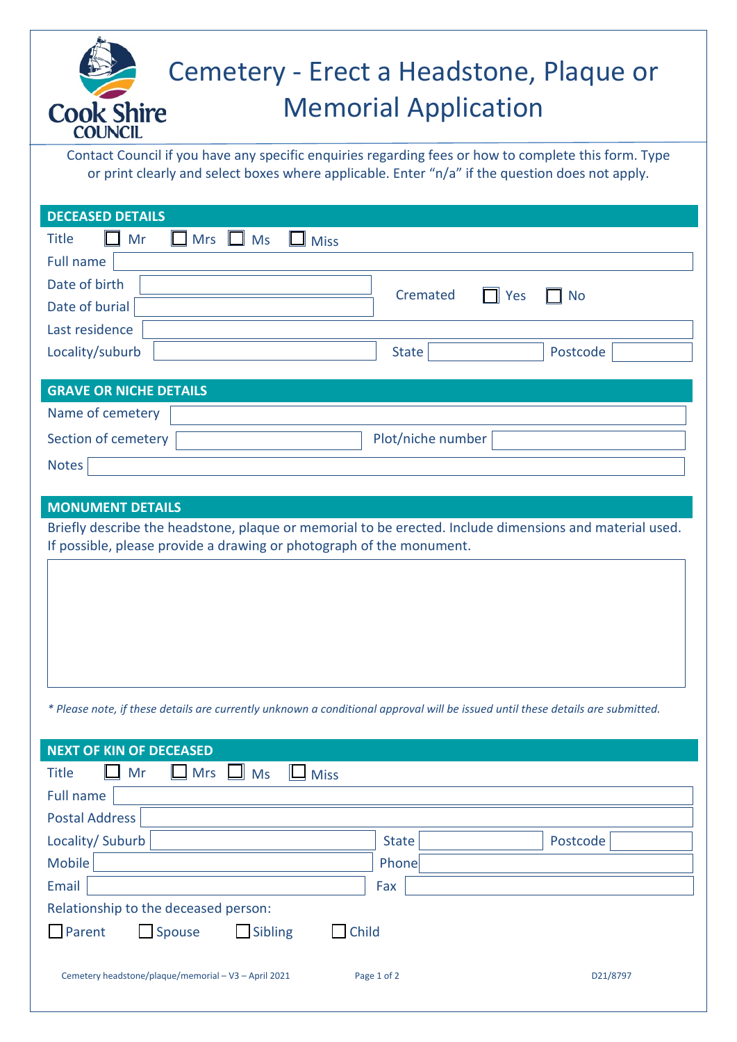# Cemetery - Erect a Headstone, Plaque or Memorial Application

Contact Council if you have any specific enquiries regarding fees or how to complete this form. Type or print clearly and select boxes where applicable. Enter "n/a" if the question does not apply.

## DECEASED DETAILS

Title ☐ Mr ☐ Mrs ☐ Ms ☐ Miss

Full name

Date of birth

Date of burial

Cremated ☐ Yes ☐ No

Last residence

Locality/suburb | State | Postcode

## GRAVE OR NICHE DETAILS

Name of cemetery

Section of cemetery | Plot/niche number

Notes

## MONUMENT DETAILS

Briefly describe the headstone, plaque or memorial to be erected. Include dimensions and material used. If possible, please provide a drawing or photograph of the monument.

*\* Please note, if these details are currently unknown a conditional approval will be issued until these details are submitted.*

## NEXT OF KIN OF DECEASED

Title ☐ Mr ☐ Mrs ☐ Ms ☐ Miss

Full name

Postal Address

Locality/ Suburb | State | Postcode

Mobile | Phone

Email | Fax

Relationship to the deceased person:

☐ Parent ☐ Spouse ☐ Sibling ☐ Child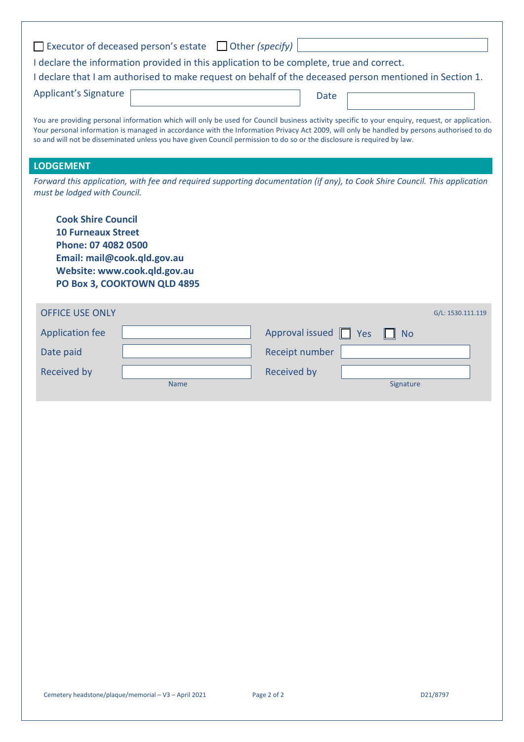☐ Executor of deceased person's estate ☐ Other *(specify)* ____________

I declare the information provided in this application to be complete, true and correct.

I declare that I am authorised to make request on behalf of the deceased person mentioned in Section 1.

Applicant's Signature ____________ Date ____________

You are providing personal information which will only be used for Council business activity specific to your enquiry, request, or application. Your personal information is managed in accordance with the Information Privacy Act 2009, will only be handled by persons authorised to do so and will not be disseminated unless you have given Council permission to do so or the disclosure is required by law.

## LODGEMENT

*Forward this application, with fee and required supporting documentation (if any), to Cook Shire Council. This application must be lodged with Council.*

**Cook Shire Council**
**10 Furneaux Street**
**Phone: 07 4082 0500**
**Email: mail@cook.qld.gov.au**
**Website: www.cook.qld.gov.au**
**PO Box 3, COOKTOWN QLD 4895**

OFFICE USE ONLY — G/L: 1530.111.119

| | | | |
|---|---|---|---|
| Application fee | | Approval issued | ☐ Yes ☐ No |
| Date paid | | Receipt number | |
| Received by | Name | Received by | Signature |

Cemetery headstone/plaque/memorial – V3 – April 2021 — D21/8797